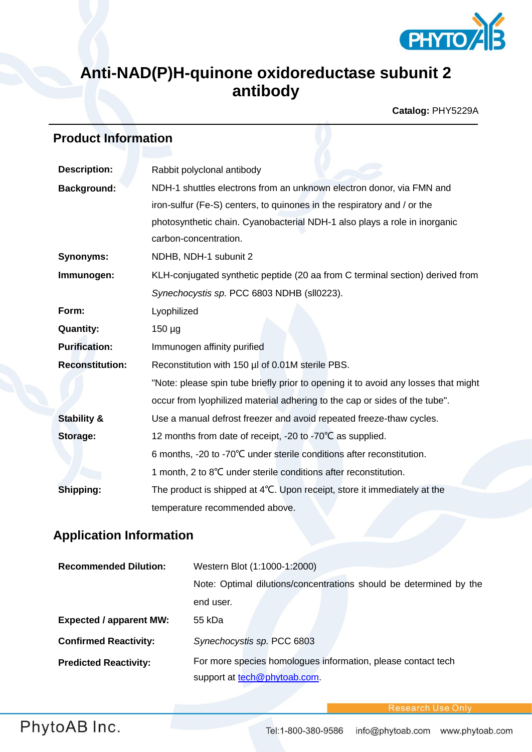# Anti-NAD(P)H-quinone oxidoreductase subunit 2 antibody

**Catalog:** PHY5229A

## Product Information

| | |
|---|---|
| **Description:** | Rabbit polyclonal antibody |
| **Background:** | NDH-1 shuttles electrons from an unknown electron donor, via FMN and iron-sulfur (Fe-S) centers, to quinones in the respiratory and / or the photosynthetic chain. Cyanobacterial NDH-1 also plays a role in inorganic carbon-concentration. |
| **Synonyms:** | NDHB, NDH-1 subunit 2 |
| **Immunogen:** | KLH-conjugated synthetic peptide (20 aa from C terminal section) derived from *Synechocystis sp.* PCC 6803 NDHB (sll0223). |
| **Form:** | Lyophilized |
| **Quantity:** | 150 µg |
| **Purification:** | Immunogen affinity purified |
| **Reconstitution:** | Reconstitution with 150 µl of 0.01M sterile PBS.<br>"Note: please spin tube briefly prior to opening it to avoid any losses that might occur from lyophilized material adhering to the cap or sides of the tube". |
| **Stability & Storage:** | Use a manual defrost freezer and avoid repeated freeze-thaw cycles.<br>12 months from date of receipt, -20 to -70℃ as supplied.<br>6 months, -20 to -70℃ under sterile conditions after reconstitution.<br>1 month, 2 to 8℃ under sterile conditions after reconstitution. |
| **Shipping:** | The product is shipped at 4℃. Upon receipt, store it immediately at the temperature recommended above. |

## Application Information

| | |
|---|---|
| **Recommended Dilution:** | Western Blot (1:1000-1:2000)<br>Note: Optimal dilutions/concentrations should be determined by the end user. |
| **Expected / apparent MW:** | 55 kDa |
| **Confirmed Reactivity:** | *Synechocystis sp.* PCC 6803 |
| **Predicted Reactivity:** | For more species homologues information, please contact tech support at tech@phytoab.com. |

Research Use Only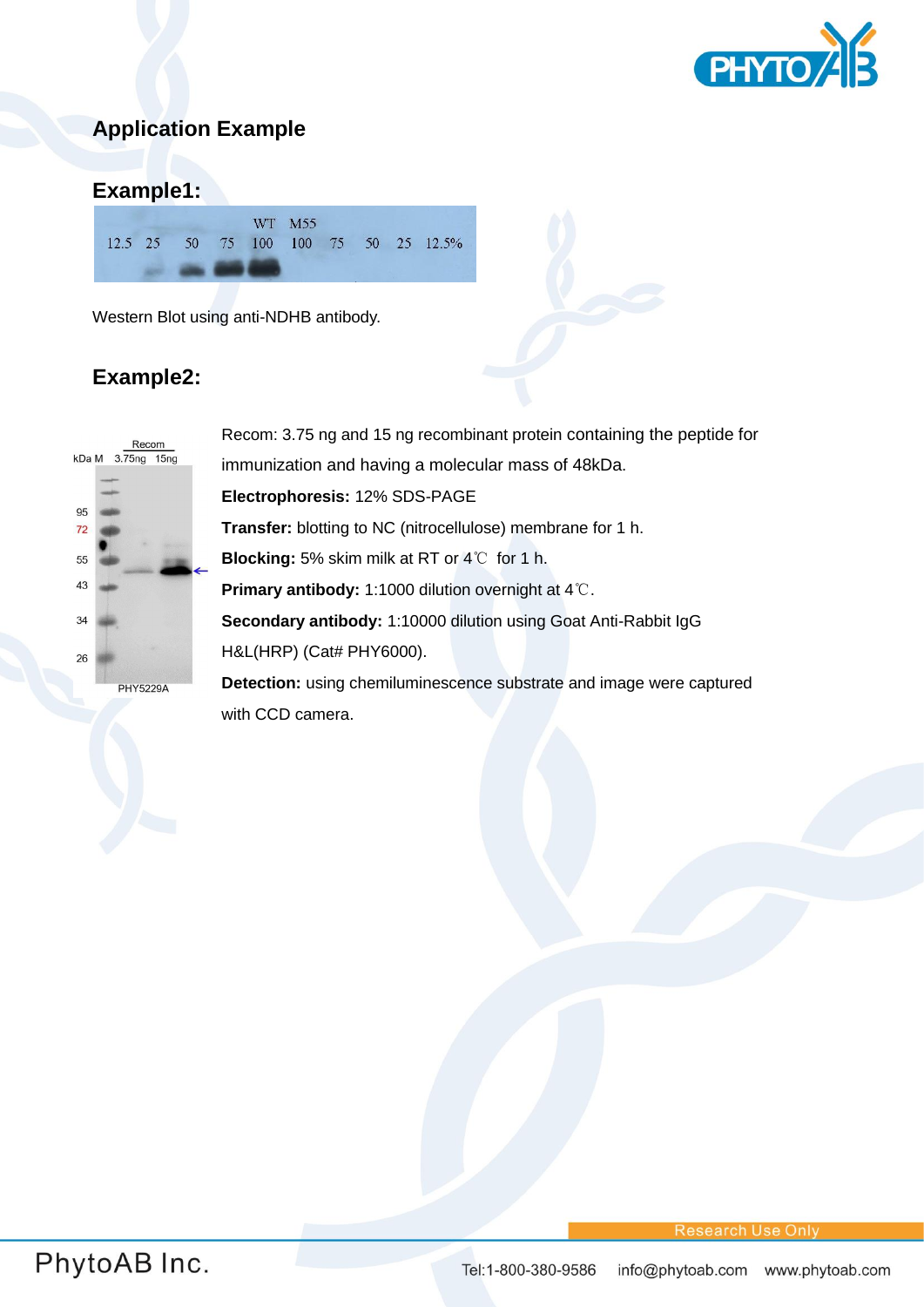## Application Example

### Example1:

WT M55

12.5 25 50 75 100 100 75 50 25 12.5%

Western Blot using anti-NDHB antibody.

### Example2:

Recom

kDa M 3.75ng 15ng

95

72

55

43

34

26

PHY5229A

Recom: 3.75 ng and 15 ng recombinant protein containing the peptide for immunization and having a molecular mass of 48kDa.

**Electrophoresis:** 12% SDS-PAGE

**Transfer:** blotting to NC (nitrocellulose) membrane for 1 h.

**Blocking:** 5% skim milk at RT or 4℃ for 1 h.

**Primary antibody:** 1:1000 dilution overnight at 4℃.

**Secondary antibody:** 1:10000 dilution using Goat Anti-Rabbit IgG H&L(HRP) (Cat# PHY6000).

**Detection:** using chemiluminescence substrate and image were captured with CCD camera.

Research Use Only

PhytoAB Inc.

Tel:1-800-380-9586 info@phytoab.com www.phytoab.com